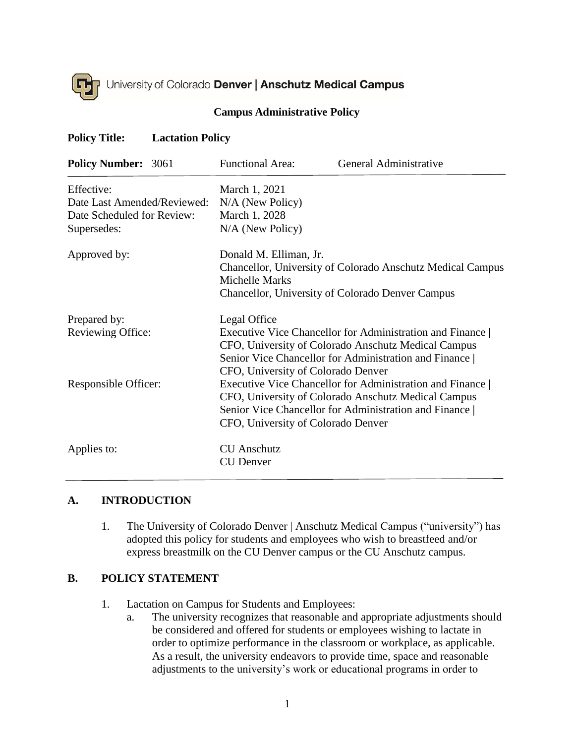University of Colorado **Denver | Anschutz Medical Campus**

**Campus Administrative Policy**

**Policy Title: Lactation Policy**

| **Policy Number:** 3061 | Functional Area: General Administrative |
|---|---|
| Effective: | March 1, 2021 |
| Date Last Amended/Reviewed: | N/A (New Policy) |
| Date Scheduled for Review: | March 1, 2028 |
| Supersedes: | N/A (New Policy) |
| Approved by: | Donald M. Elliman, Jr.<br>Chancellor, University of Colorado Anschutz Medical Campus<br>Michelle Marks<br>Chancellor, University of Colorado Denver Campus |
| Prepared by: | Legal Office |
| Reviewing Office: | Executive Vice Chancellor for Administration and Finance \| CFO, University of Colorado Anschutz Medical Campus<br>Senior Vice Chancellor for Administration and Finance \| CFO, University of Colorado Denver |
| Responsible Officer: | Executive Vice Chancellor for Administration and Finance \| CFO, University of Colorado Anschutz Medical Campus<br>Senior Vice Chancellor for Administration and Finance \| CFO, University of Colorado Denver |
| Applies to: | CU Anschutz<br>CU Denver |

## A. INTRODUCTION

1. The University of Colorado Denver | Anschutz Medical Campus ("university") has adopted this policy for students and employees who wish to breastfeed and/or express breastmilk on the CU Denver campus or the CU Anschutz campus.

## B. POLICY STATEMENT

1. Lactation on Campus for Students and Employees:
   a. The university recognizes that reasonable and appropriate adjustments should be considered and offered for students or employees wishing to lactate in order to optimize performance in the classroom or workplace, as applicable. As a result, the university endeavors to provide time, space and reasonable adjustments to the university's work or educational programs in order to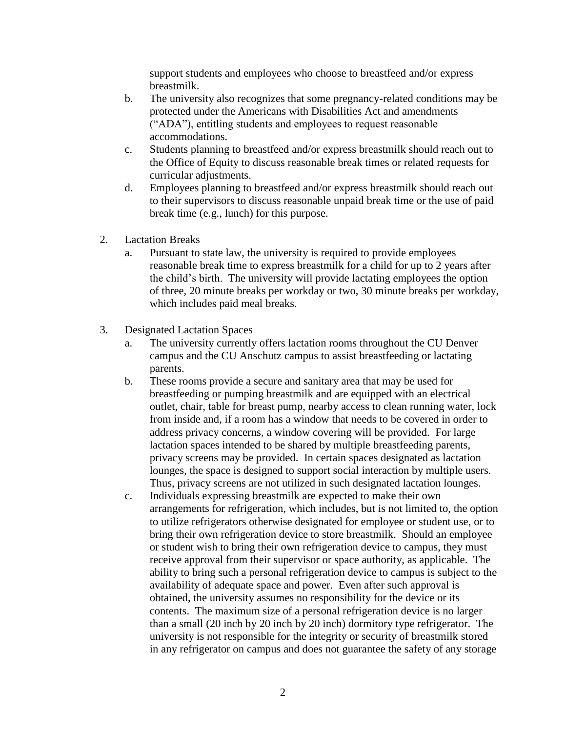support students and employees who choose to breastfeed and/or express breastmilk.

b. The university also recognizes that some pregnancy-related conditions may be protected under the Americans with Disabilities Act and amendments ("ADA"), entitling students and employees to request reasonable accommodations.

c. Students planning to breastfeed and/or express breastmilk should reach out to the Office of Equity to discuss reasonable break times or related requests for curricular adjustments.

d. Employees planning to breastfeed and/or express breastmilk should reach out to their supervisors to discuss reasonable unpaid break time or the use of paid break time (e.g., lunch) for this purpose.

2. Lactation Breaks

   a. Pursuant to state law, the university is required to provide employees reasonable break time to express breastmilk for a child for up to 2 years after the child's birth. The university will provide lactating employees the option of three, 20 minute breaks per workday or two, 30 minute breaks per workday, which includes paid meal breaks.

3. Designated Lactation Spaces

   a. The university currently offers lactation rooms throughout the CU Denver campus and the CU Anschutz campus to assist breastfeeding or lactating parents.

   b. These rooms provide a secure and sanitary area that may be used for breastfeeding or pumping breastmilk and are equipped with an electrical outlet, chair, table for breast pump, nearby access to clean running water, lock from inside and, if a room has a window that needs to be covered in order to address privacy concerns, a window covering will be provided. For large lactation spaces intended to be shared by multiple breastfeeding parents, privacy screens may be provided. In certain spaces designated as lactation lounges, the space is designed to support social interaction by multiple users. Thus, privacy screens are not utilized in such designated lactation lounges.

   c. Individuals expressing breastmilk are expected to make their own arrangements for refrigeration, which includes, but is not limited to, the option to utilize refrigerators otherwise designated for employee or student use, or to bring their own refrigeration device to store breastmilk. Should an employee or student wish to bring their own refrigeration device to campus, they must receive approval from their supervisor or space authority, as applicable. The ability to bring such a personal refrigeration device to campus is subject to the availability of adequate space and power. Even after such approval is obtained, the university assumes no responsibility for the device or its contents. The maximum size of a personal refrigeration device is no larger than a small (20 inch by 20 inch by 20 inch) dormitory type refrigerator. The university is not responsible for the integrity or security of breastmilk stored in any refrigerator on campus and does not guarantee the safety of any storage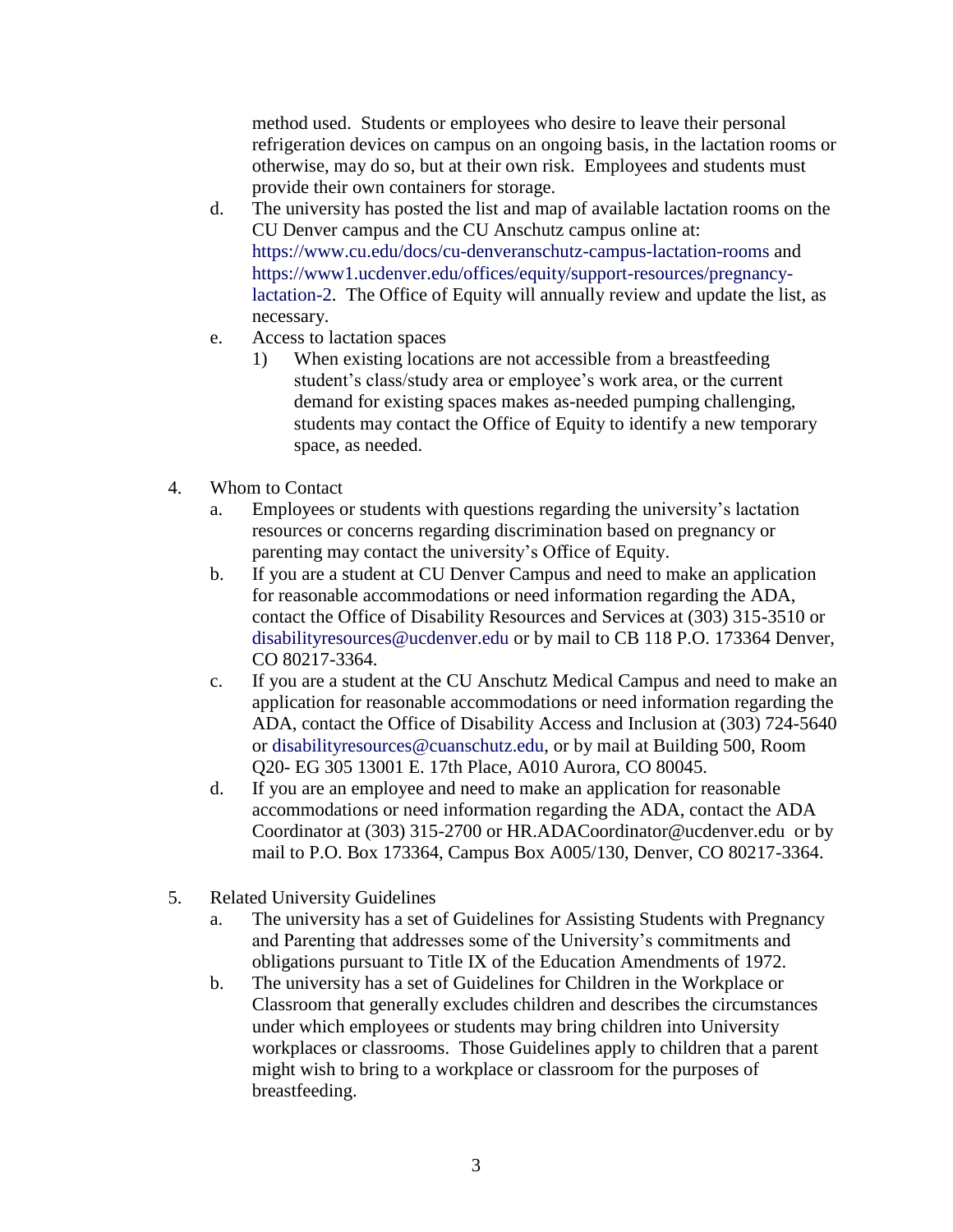method used. Students or employees who desire to leave their personal refrigeration devices on campus on an ongoing basis, in the lactation rooms or otherwise, may do so, but at their own risk. Employees and students must provide their own containers for storage.

   d. The university has posted the list and map of available lactation rooms on the CU Denver campus and the CU Anschutz campus online at: https://www.cu.edu/docs/cu-denveranschutz-campus-lactation-rooms and https://www1.ucdenver.edu/offices/equity/support-resources/pregnancy-lactation-2. The Office of Equity will annually review and update the list, as necessary.

   e. Access to lactation spaces

      1) When existing locations are not accessible from a breastfeeding student's class/study area or employee's work area, or the current demand for existing spaces makes as-needed pumping challenging, students may contact the Office of Equity to identify a new temporary space, as needed.

4. Whom to Contact

   a. Employees or students with questions regarding the university's lactation resources or concerns regarding discrimination based on pregnancy or parenting may contact the university's Office of Equity.

   b. If you are a student at CU Denver Campus and need to make an application for reasonable accommodations or need information regarding the ADA, contact the Office of Disability Resources and Services at (303) 315-3510 or disabilityresources@ucdenver.edu or by mail to CB 118 P.O. 173364 Denver, CO 80217-3364.

   c. If you are a student at the CU Anschutz Medical Campus and need to make an application for reasonable accommodations or need information regarding the ADA, contact the Office of Disability Access and Inclusion at (303) 724-5640 or disabilityresources@cuanschutz.edu, or by mail at Building 500, Room Q20- EG 305 13001 E. 17th Place, A010 Aurora, CO 80045.

   d. If you are an employee and need to make an application for reasonable accommodations or need information regarding the ADA, contact the ADA Coordinator at (303) 315-2700 or HR.ADACoordinator@ucdenver.edu or by mail to P.O. Box 173364, Campus Box A005/130, Denver, CO 80217-3364.

5. Related University Guidelines

   a. The university has a set of Guidelines for Assisting Students with Pregnancy and Parenting that addresses some of the University's commitments and obligations pursuant to Title IX of the Education Amendments of 1972.

   b. The university has a set of Guidelines for Children in the Workplace or Classroom that generally excludes children and describes the circumstances under which employees or students may bring children into University workplaces or classrooms. Those Guidelines apply to children that a parent might wish to bring to a workplace or classroom for the purposes of breastfeeding.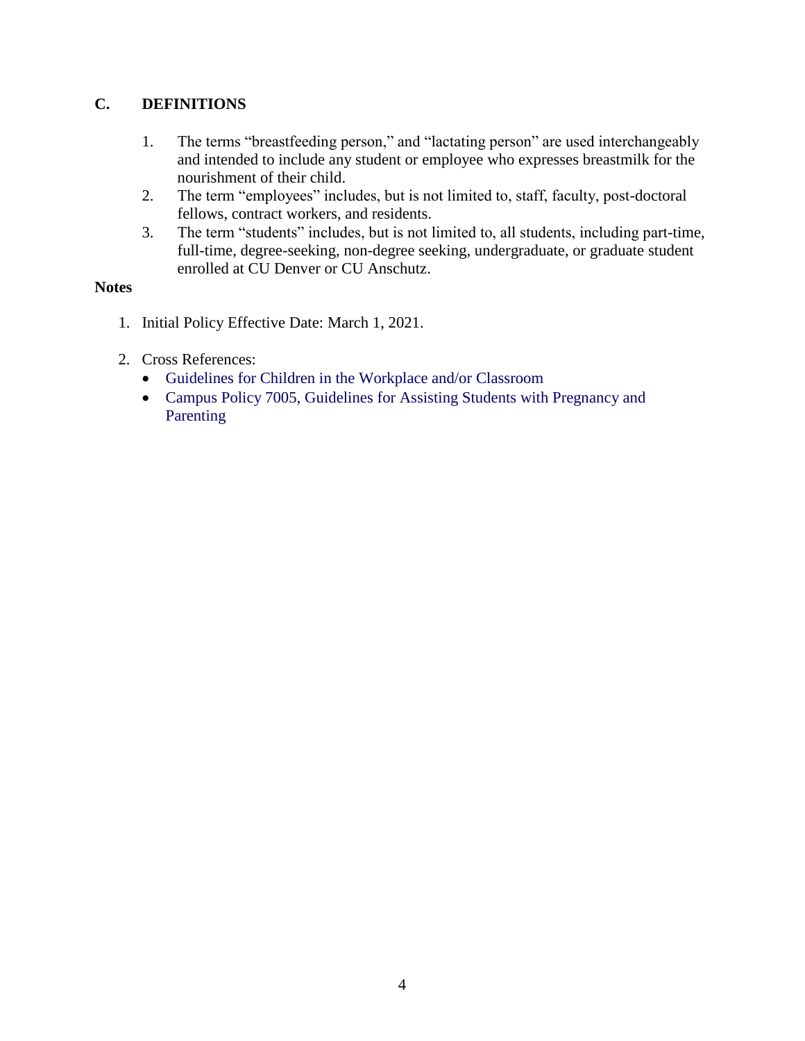## C. DEFINITIONS

1. The terms “breastfeeding person,” and “lactating person” are used interchangeably and intended to include any student or employee who expresses breastmilk for the nourishment of their child.
2. The term “employees” includes, but is not limited to, staff, faculty, post-doctoral fellows, contract workers, and residents.
3. The term “students” includes, but is not limited to, all students, including part-time, full-time, degree-seeking, non-degree seeking, undergraduate, or graduate student enrolled at CU Denver or CU Anschutz.

**Notes**

1. Initial Policy Effective Date: March 1, 2021.
2. Cross References:
   - Guidelines for Children in the Workplace and/or Classroom
   - Campus Policy 7005, Guidelines for Assisting Students with Pregnancy and Parenting